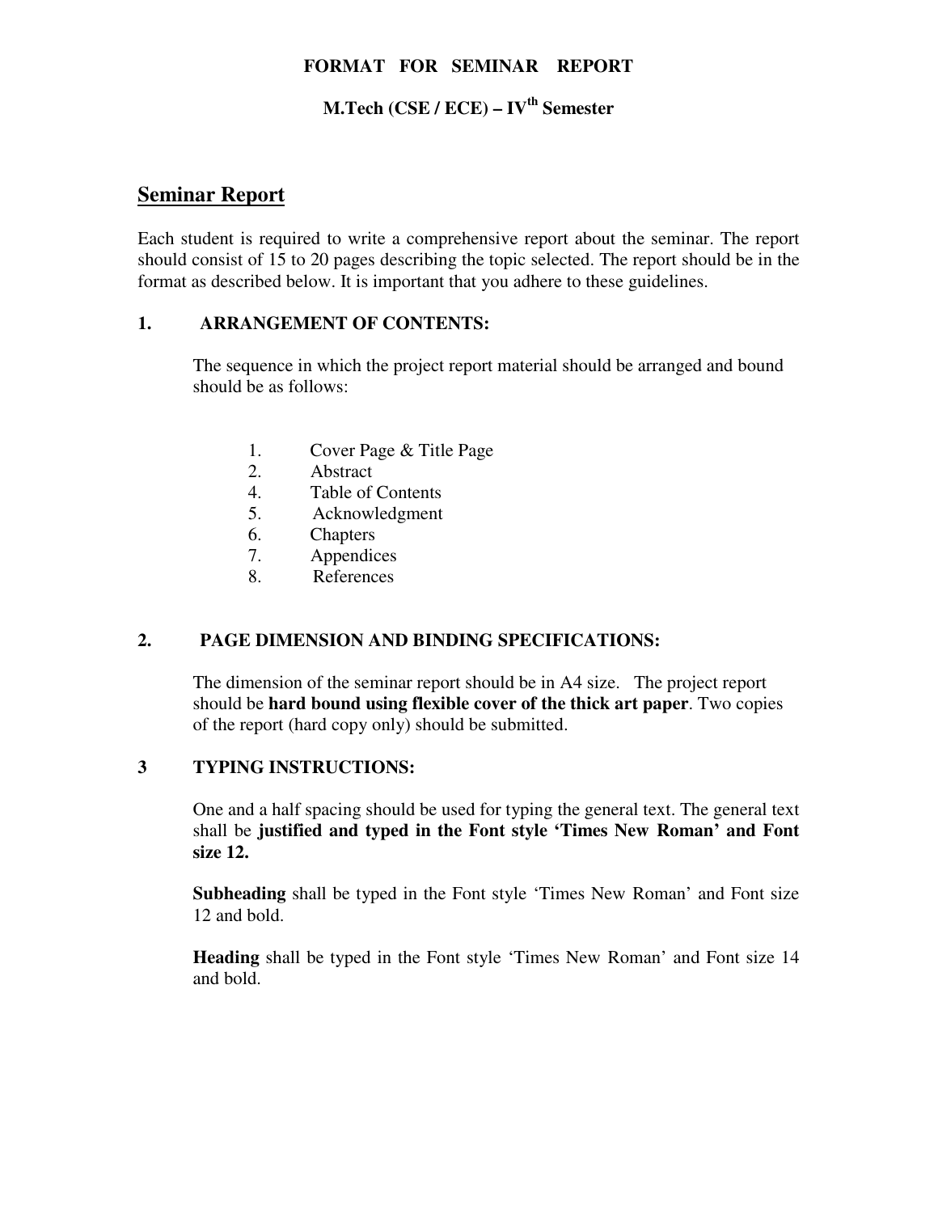**FORMAT FOR SEMINAR REPORT**

**M.Tech (CSE / ECE) – IV$^{th}$ Semester**

## Seminar Report

Each student is required to write a comprehensive report about the seminar. The report should consist of 15 to 20 pages describing the topic selected. The report should be in the format as described below. It is important that you adhere to these guidelines.

### 1. ARRANGEMENT OF CONTENTS:

The sequence in which the project report material should be arranged and bound should be as follows:

1. Cover Page & Title Page
2. Abstract
4. Table of Contents
5. Acknowledgment
6. Chapters
7. Appendices
8. References

### 2. PAGE DIMENSION AND BINDING SPECIFICATIONS:

The dimension of the seminar report should be in A4 size. The project report should be **hard bound using flexible cover of the thick art paper**. Two copies of the report (hard copy only) should be submitted.

### 3 TYPING INSTRUCTIONS:

One and a half spacing should be used for typing the general text. The general text shall be **justified and typed in the Font style 'Times New Roman' and Font size 12.**

**Subheading** shall be typed in the Font style 'Times New Roman' and Font size 12 and bold.

**Heading** shall be typed in the Font style 'Times New Roman' and Font size 14 and bold.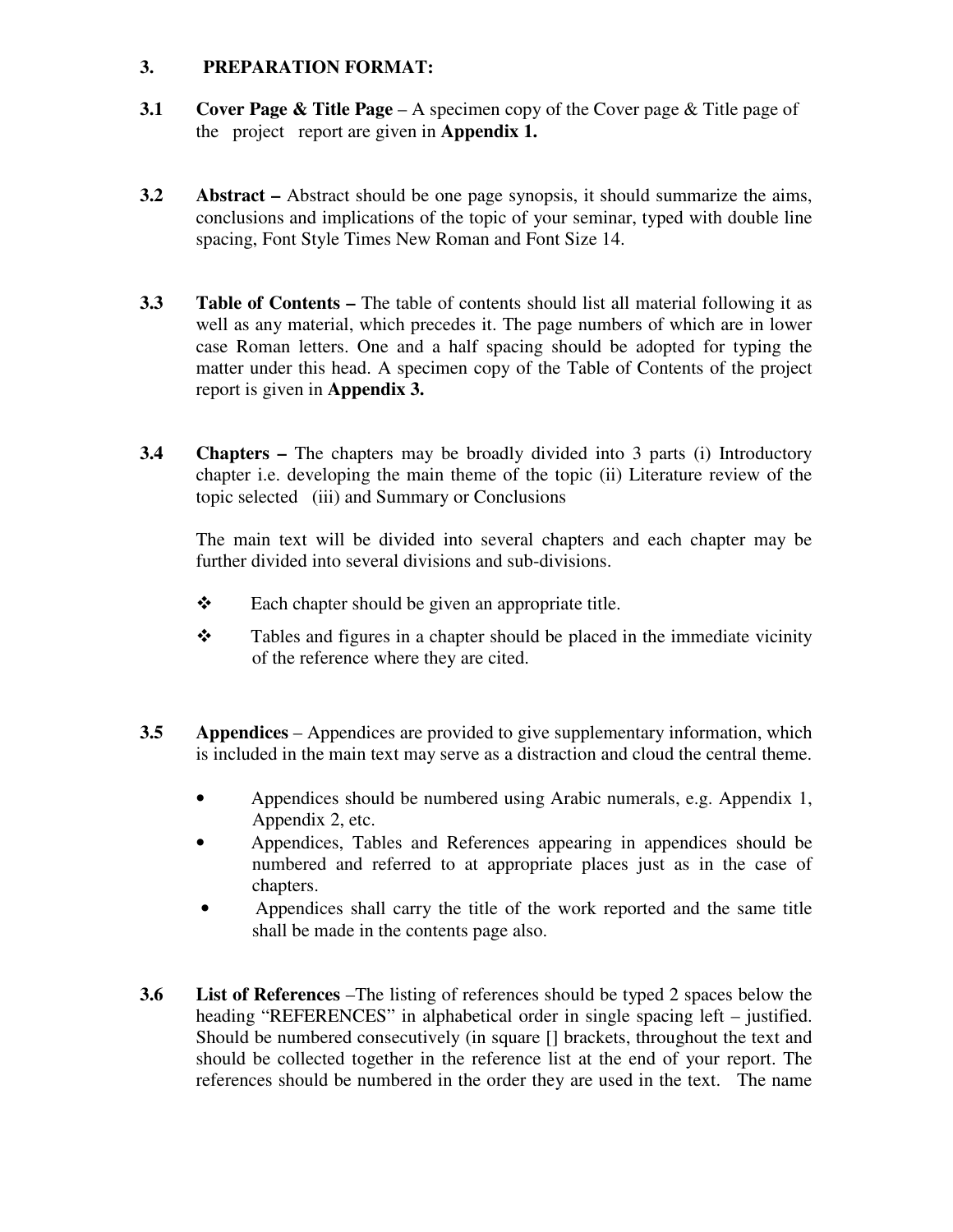## 3. PREPARATION FORMAT:

**3.1 Cover Page & Title Page** – A specimen copy of the Cover page & Title page of the project report are given in **Appendix 1.**

**3.2 Abstract –** Abstract should be one page synopsis, it should summarize the aims, conclusions and implications of the topic of your seminar, typed with double line spacing, Font Style Times New Roman and Font Size 14.

**3.3 Table of Contents –** The table of contents should list all material following it as well as any material, which precedes it. The page numbers of which are in lower case Roman letters. One and a half spacing should be adopted for typing the matter under this head. A specimen copy of the Table of Contents of the project report is given in **Appendix 3.**

**3.4 Chapters –** The chapters may be broadly divided into 3 parts (i) Introductory chapter i.e. developing the main theme of the topic (ii) Literature review of the topic selected (iii) and Summary or Conclusions

The main text will be divided into several chapters and each chapter may be further divided into several divisions and sub-divisions.

- Each chapter should be given an appropriate title.
- Tables and figures in a chapter should be placed in the immediate vicinity of the reference where they are cited.

**3.5 Appendices** – Appendices are provided to give supplementary information, which is included in the main text may serve as a distraction and cloud the central theme.

- Appendices should be numbered using Arabic numerals, e.g. Appendix 1, Appendix 2, etc.
- Appendices, Tables and References appearing in appendices should be numbered and referred to at appropriate places just as in the case of chapters.
- Appendices shall carry the title of the work reported and the same title shall be made in the contents page also.

**3.6 List of References** –The listing of references should be typed 2 spaces below the heading "REFERENCES" in alphabetical order in single spacing left – justified. Should be numbered consecutively (in square [] brackets, throughout the text and should be collected together in the reference list at the end of your report. The references should be numbered in the order they are used in the text. The name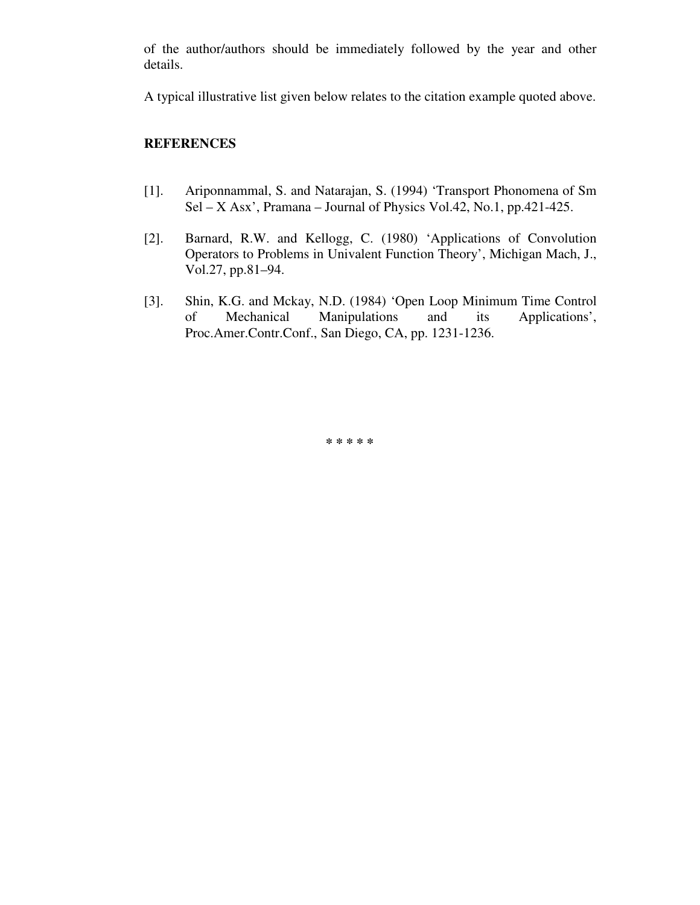of the author/authors should be immediately followed by the year and other details.

A typical illustrative list given below relates to the citation example quoted above.

## REFERENCES

[1]. Ariponnammal, S. and Natarajan, S. (1994) 'Transport Phonomena of Sm Sel – X Asx', Pramana – Journal of Physics Vol.42, No.1, pp.421-425.

[2]. Barnard, R.W. and Kellogg, C. (1980) 'Applications of Convolution Operators to Problems in Univalent Function Theory', Michigan Mach, J., Vol.27, pp.81–94.

[3]. Shin, K.G. and Mckay, N.D. (1984) 'Open Loop Minimum Time Control of Mechanical Manipulations and its Applications', Proc.Amer.Contr.Conf., San Diego, CA, pp. 1231-1236.

* * * * *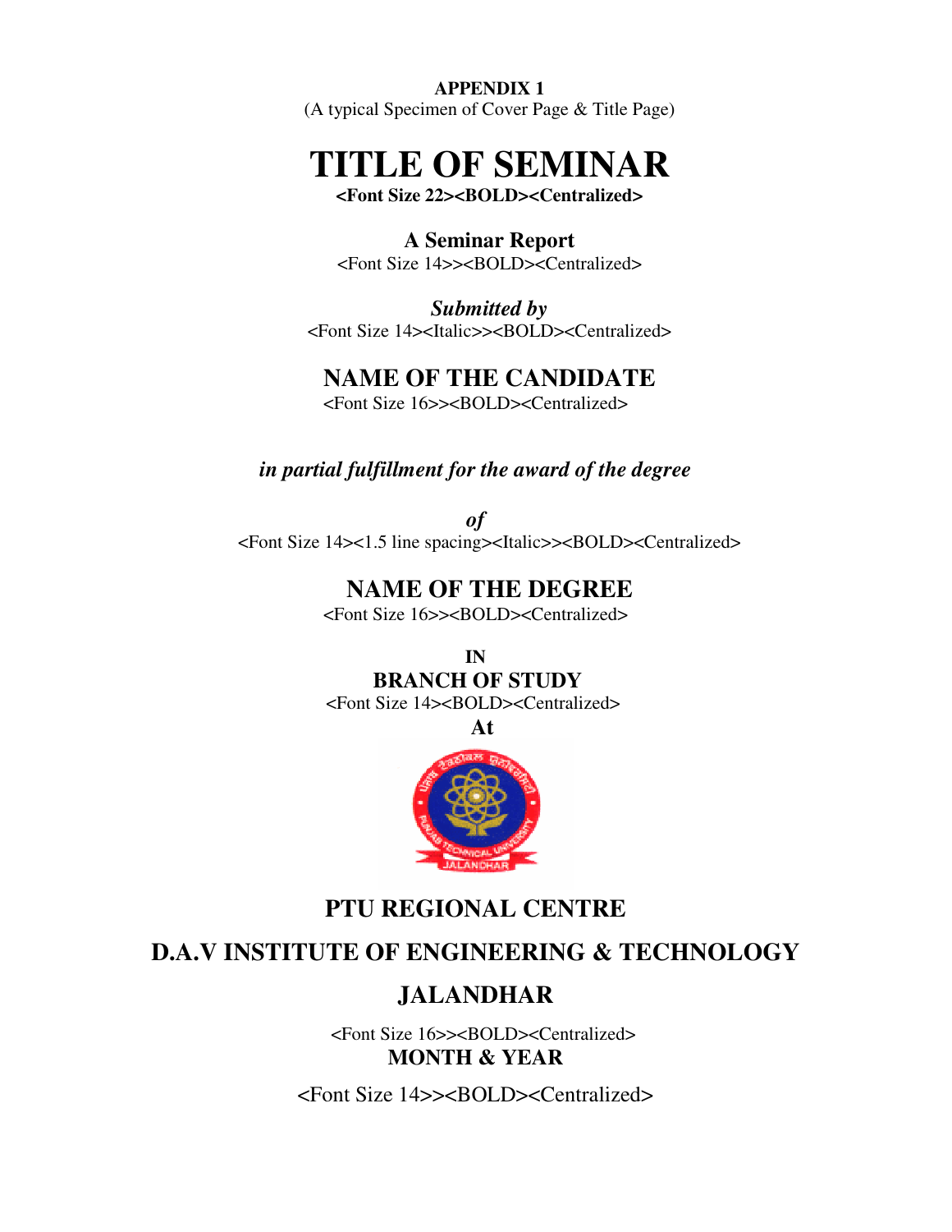**APPENDIX 1**
(A typical Specimen of Cover Page & Title Page)

# TITLE OF SEMINAR

**<Font Size 22><BOLD><Centralized>**

**A Seminar Report**
<Font Size 14>><BOLD><Centralized>

***Submitted by***
<Font Size 14><Italic>><BOLD><Centralized>

**NAME OF THE CANDIDATE**
<Font Size 16>><BOLD><Centralized>

***in partial fulfillment for the award of the degree***

***of***
<Font Size 14><1.5 line spacing><Italic>><BOLD><Centralized>

**NAME OF THE DEGREE**
<Font Size 16>><BOLD><Centralized>

**IN**
**BRANCH OF STUDY**
<Font Size 14><BOLD><Centralized>
**At**

**PTU REGIONAL CENTRE**

**D.A.V INSTITUTE OF ENGINEERING & TECHNOLOGY**

**JALANDHAR**

<Font Size 16>><BOLD><Centralized>
**MONTH & YEAR**

<Font Size 14>><BOLD><Centralized>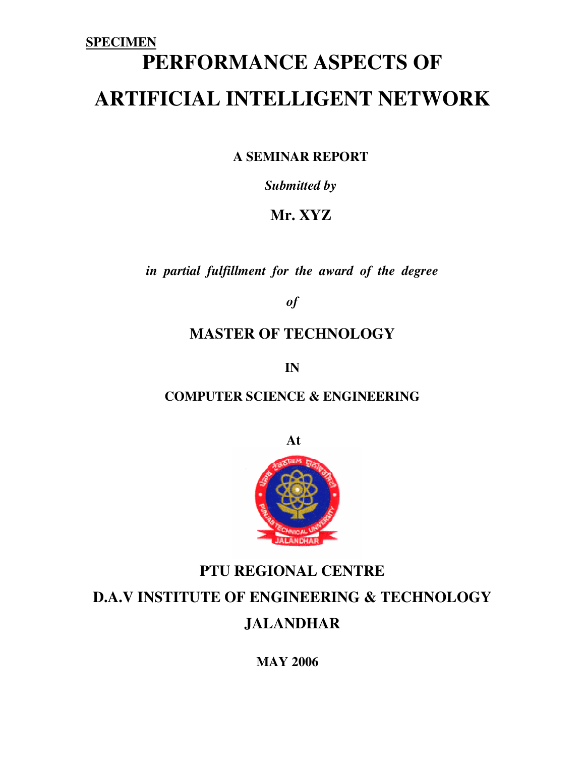**SPECIMEN**

# PERFORMANCE ASPECTS OF ARTIFICIAL INTELLIGENT NETWORK

**A SEMINAR REPORT**

***Submitted by***

**Mr. XYZ**

***in partial fulfillment for the award of the degree***

***of***

**MASTER OF TECHNOLOGY**

**IN**

**COMPUTER SCIENCE & ENGINEERING**

**At**

**PTU REGIONAL CENTRE**

**D.A.V INSTITUTE OF ENGINEERING & TECHNOLOGY**

**JALANDHAR**

**MAY 2006**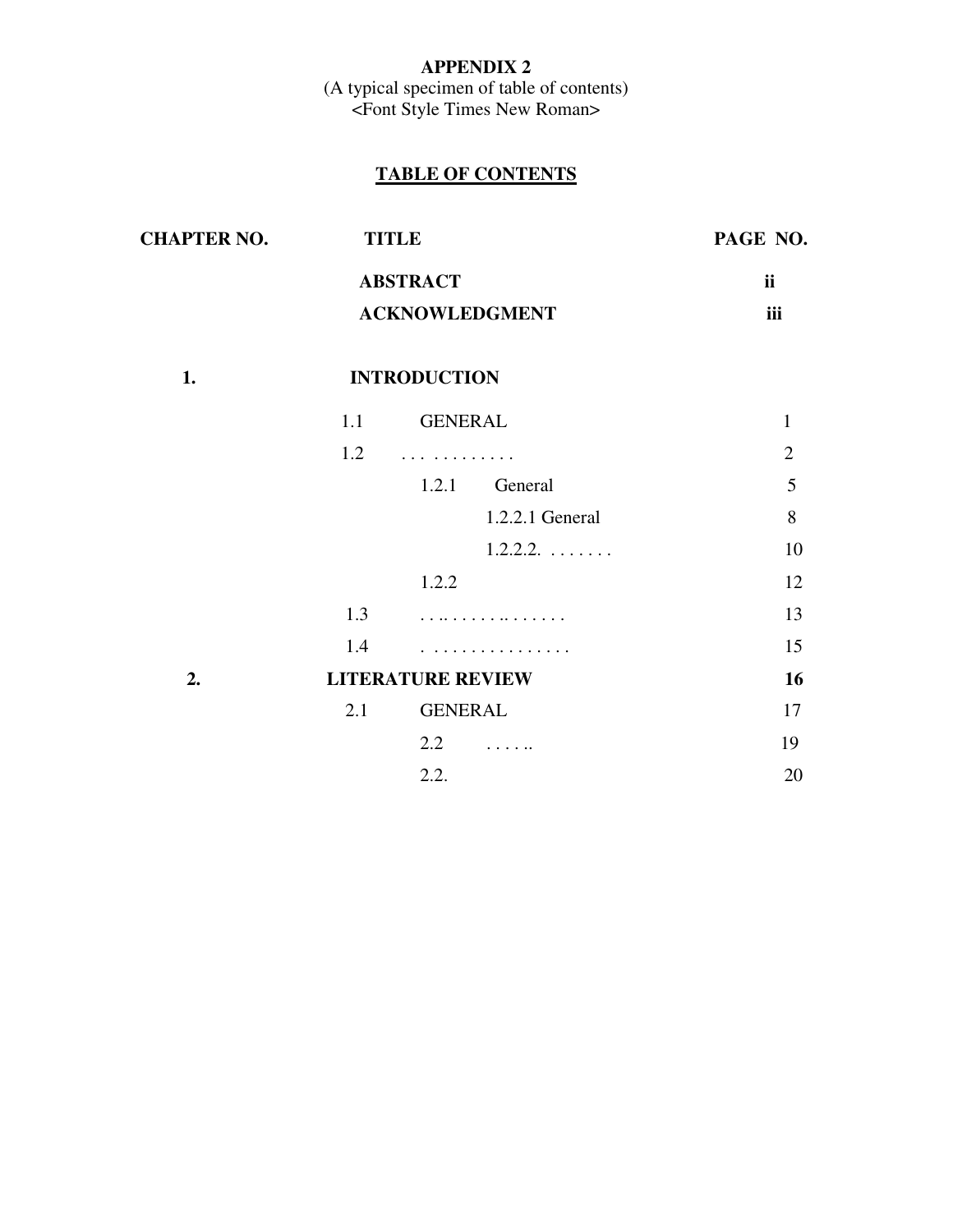**APPENDIX 2**

(A typical specimen of table of contents)

<Font Style Times New Roman>

## TABLE OF CONTENTS

| CHAPTER NO. | TITLE | PAGE NO. |
|---|---|---|
| | **ABSTRACT** | **ii** |
| | **ACKNOWLEDGMENT** | **iii** |
| **1.** | **INTRODUCTION** | |
| | 1.1 GENERAL | 1 |
| | 1.2 . . . . . . . . . . . . | 2 |
| | 1.2.1 General | 5 |
| | 1.2.2.1 General | 8 |
| | 1.2.2.2. . . . . . . . | 10 |
| | 1.2.2 | 12 |
| | 1.3 . . .. . . . . . . .. . . . . . . | 13 |
| | 1.4 . . . . . . . . . . . . . . . . | 15 |
| **2.** | **LITERATURE REVIEW** | **16** |
| | 2.1 GENERAL | 17 |
| | 2.2 . . . . .. | 19 |
| | 2.2. | 20 |